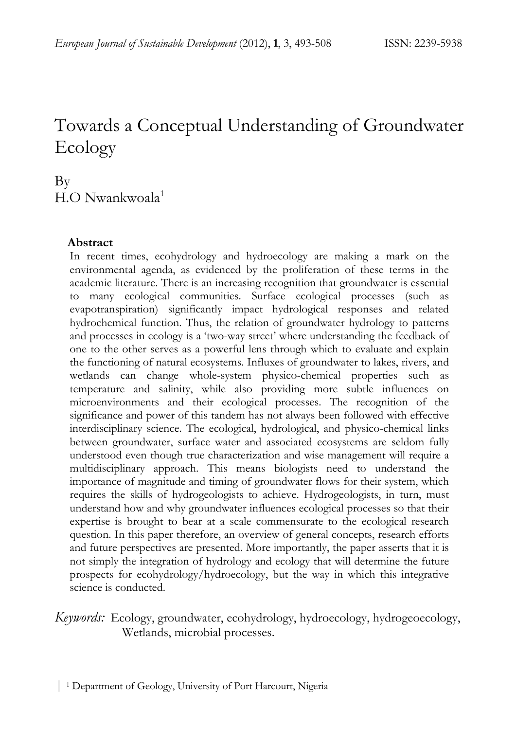# Towards a Conceptual Understanding of Groundwater Ecology

By

H.O Nwankwoala[1]

## Abstract

In recent times, ecohydrology and hydroecology are making a mark on the environmental agenda, as evidenced by the proliferation of these terms in the academic literature. There is an increasing recognition that groundwater is essential to many ecological communities. Surface ecological processes (such as evapotranspiration) significantly impact hydrological responses and related hydrochemical function. Thus, the relation of groundwater hydrology to patterns and processes in ecology is a 'two-way street' where understanding the feedback of one to the other serves as a powerful lens through which to evaluate and explain the functioning of natural ecosystems. Influxes of groundwater to lakes, rivers, and wetlands can change whole-system physico-chemical properties such as temperature and salinity, while also providing more subtle influences on microenvironments and their ecological processes. The recognition of the significance and power of this tandem has not always been followed with effective interdisciplinary science. The ecological, hydrological, and physico-chemical links between groundwater, surface water and associated ecosystems are seldom fully understood even though true characterization and wise management will require a multidisciplinary approach. This means biologists need to understand the importance of magnitude and timing of groundwater flows for their system, which requires the skills of hydrogeologists to achieve. Hydrogeologists, in turn, must understand how and why groundwater influences ecological processes so that their expertise is brought to bear at a scale commensurate to the ecological research question. In this paper therefore, an overview of general concepts, research efforts and future perspectives are presented. More importantly, the paper asserts that it is not simply the integration of hydrology and ecology that will determine the future prospects for ecohydrology/hydroecology, but the way in which this integrative science is conducted.

*Keywords:* Ecology, groundwater, ecohydrology, hydroecology, hydrogeoecology, Wetlands, microbial processes.

[1] Department of Geology, University of Port Harcourt, Nigeria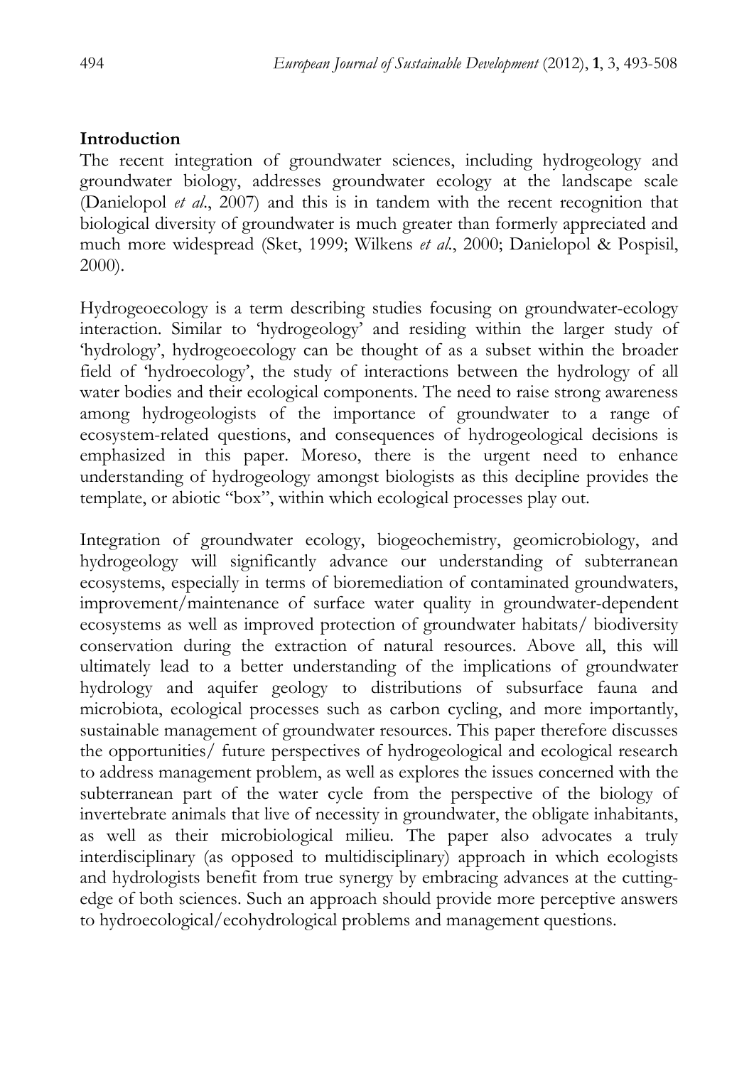## Introduction

The recent integration of groundwater sciences, including hydrogeology and groundwater biology, addresses groundwater ecology at the landscape scale (Danielopol *et al.*, 2007) and this is in tandem with the recent recognition that biological diversity of groundwater is much greater than formerly appreciated and much more widespread (Sket, 1999; Wilkens *et al.*, 2000; Danielopol & Pospisil, 2000).

Hydrogeoecology is a term describing studies focusing on groundwater-ecology interaction. Similar to 'hydrogeology' and residing within the larger study of 'hydrology', hydrogeoecology can be thought of as a subset within the broader field of 'hydroecology', the study of interactions between the hydrology of all water bodies and their ecological components. The need to raise strong awareness among hydrogeologists of the importance of groundwater to a range of ecosystem-related questions, and consequences of hydrogeological decisions is emphasized in this paper. Moreso, there is the urgent need to enhance understanding of hydrogeology amongst biologists as this decipline provides the template, or abiotic "box", within which ecological processes play out.

Integration of groundwater ecology, biogeochemistry, geomicrobiology, and hydrogeology will significantly advance our understanding of subterranean ecosystems, especially in terms of bioremediation of contaminated groundwaters, improvement/maintenance of surface water quality in groundwater-dependent ecosystems as well as improved protection of groundwater habitats/ biodiversity conservation during the extraction of natural resources. Above all, this will ultimately lead to a better understanding of the implications of groundwater hydrology and aquifer geology to distributions of subsurface fauna and microbiota, ecological processes such as carbon cycling, and more importantly, sustainable management of groundwater resources. This paper therefore discusses the opportunities/ future perspectives of hydrogeological and ecological research to address management problem, as well as explores the issues concerned with the subterranean part of the water cycle from the perspective of the biology of invertebrate animals that live of necessity in groundwater, the obligate inhabitants, as well as their microbiological milieu. The paper also advocates a truly interdisciplinary (as opposed to multidisciplinary) approach in which ecologists and hydrologists benefit from true synergy by embracing advances at the cutting-edge of both sciences. Such an approach should provide more perceptive answers to hydroecological/ecohydrological problems and management questions.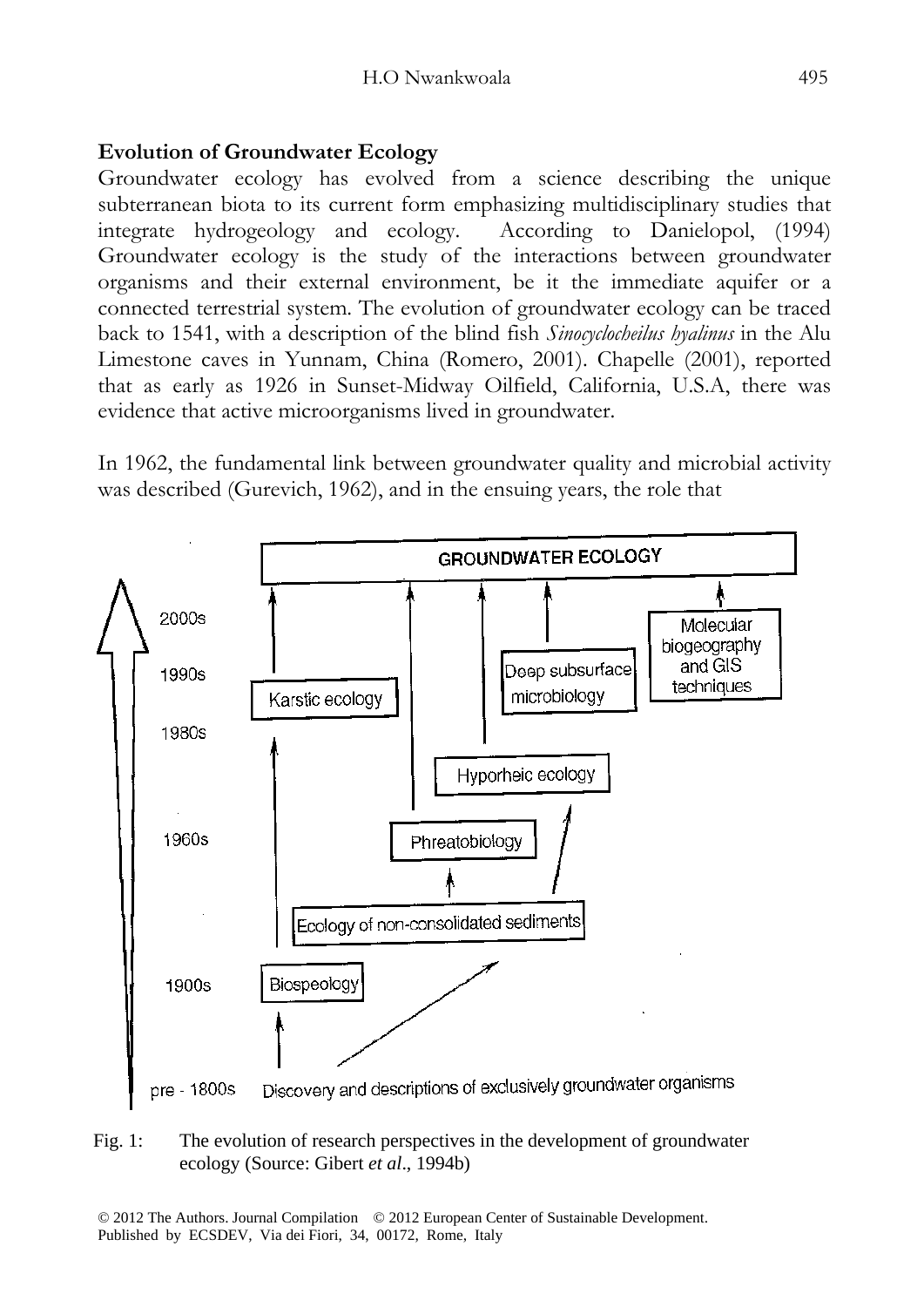## Evolution of Groundwater Ecology

Groundwater ecology has evolved from a science describing the unique subterranean biota to its current form emphasizing multidisciplinary studies that integrate hydrogeology and ecology. According to Danielopol, (1994) Groundwater ecology is the study of the interactions between groundwater organisms and their external environment, be it the immediate aquifer or a connected terrestrial system. The evolution of groundwater ecology can be traced back to 1541, with a description of the blind fish *Sinocyclocheilus hyalinus* in the Alu Limestone caves in Yunnam, China (Romero, 2001). Chapelle (2001), reported that as early as 1926 in Sunset-Midway Oilfield, California, U.S.A, there was evidence that active microorganisms lived in groundwater.

In 1962, the fundamental link between groundwater quality and microbial activity was described (Gurevich, 1962), and in the ensuing years, the role that

GROUNDWATER ECOLOGY

2000s — Molecular biogeography and GIS techniques

1990s — Karstic ecology; Deep subsurface microbiology

1980s — Hyporheic ecology

1960s — Phreatobiology

Ecology of non-consolidated sediments

1900s — Biospeology

pre - 1800s — Discovery and descriptions of exclusively groundwater organisms

Fig. 1: The evolution of research perspectives in the development of groundwater ecology (Source: Gibert *et al*., 1994b)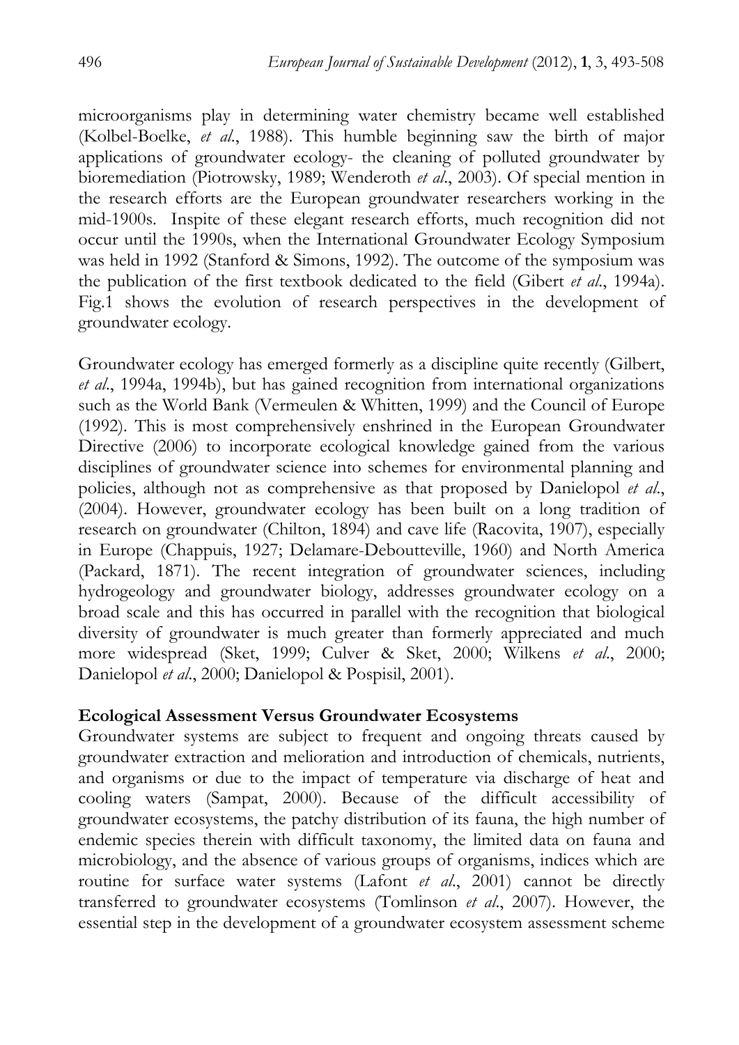microorganisms play in determining water chemistry became well established (Kolbel-Boelke, *et al*., 1988). This humble beginning saw the birth of major applications of groundwater ecology- the cleaning of polluted groundwater by bioremediation (Piotrowsky, 1989; Wenderoth *et al*., 2003). Of special mention in the research efforts are the European groundwater researchers working in the mid-1900s. Inspite of these elegant research efforts, much recognition did not occur until the 1990s, when the International Groundwater Ecology Symposium was held in 1992 (Stanford & Simons, 1992). The outcome of the symposium was the publication of the first textbook dedicated to the field (Gibert *et al*., 1994a). Fig.1 shows the evolution of research perspectives in the development of groundwater ecology.

Groundwater ecology has emerged formerly as a discipline quite recently (Gilbert, *et al*., 1994a, 1994b), but has gained recognition from international organizations such as the World Bank (Vermeulen & Whitten, 1999) and the Council of Europe (1992). This is most comprehensively enshrined in the European Groundwater Directive (2006) to incorporate ecological knowledge gained from the various disciplines of groundwater science into schemes for environmental planning and policies, although not as comprehensive as that proposed by Danielopol *et al*., (2004). However, groundwater ecology has been built on a long tradition of research on groundwater (Chilton, 1894) and cave life (Racovita, 1907), especially in Europe (Chappuis, 1927; Delamare-Deboutteville, 1960) and North America (Packard, 1871). The recent integration of groundwater sciences, including hydrogeology and groundwater biology, addresses groundwater ecology on a broad scale and this has occurred in parallel with the recognition that biological diversity of groundwater is much greater than formerly appreciated and much more widespread (Sket, 1999; Culver & Sket, 2000; Wilkens *et al*., 2000; Danielopol *et al*., 2000; Danielopol & Pospisil, 2001).

## Ecological Assessment Versus Groundwater Ecosystems

Groundwater systems are subject to frequent and ongoing threats caused by groundwater extraction and melioration and introduction of chemicals, nutrients, and organisms or due to the impact of temperature via discharge of heat and cooling waters (Sampat, 2000). Because of the difficult accessibility of groundwater ecosystems, the patchy distribution of its fauna, the high number of endemic species therein with difficult taxonomy, the limited data on fauna and microbiology, and the absence of various groups of organisms, indices which are routine for surface water systems (Lafont *et al*., 2001) cannot be directly transferred to groundwater ecosystems (Tomlinson *et al*., 2007). However, the essential step in the development of a groundwater ecosystem assessment scheme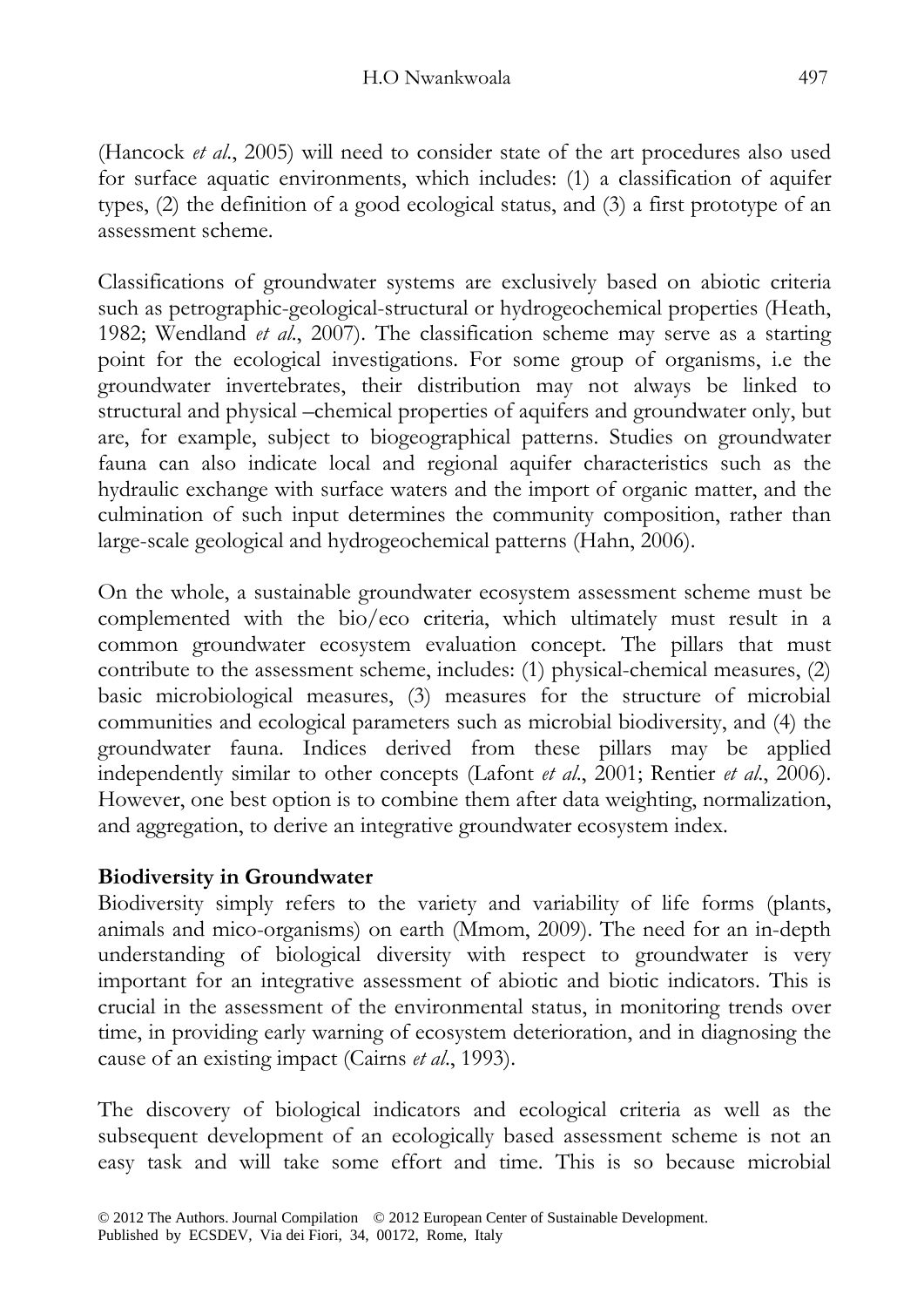(Hancock *et al*., 2005) will need to consider state of the art procedures also used for surface aquatic environments, which includes: (1) a classification of aquifer types, (2) the definition of a good ecological status, and (3) a first prototype of an assessment scheme.

Classifications of groundwater systems are exclusively based on abiotic criteria such as petrographic-geological-structural or hydrogeochemical properties (Heath, 1982; Wendland *et al*., 2007). The classification scheme may serve as a starting point for the ecological investigations. For some group of organisms, i.e the groundwater invertebrates, their distribution may not always be linked to structural and physical –chemical properties of aquifers and groundwater only, but are, for example, subject to biogeographical patterns. Studies on groundwater fauna can also indicate local and regional aquifer characteristics such as the hydraulic exchange with surface waters and the import of organic matter, and the culmination of such input determines the community composition, rather than large-scale geological and hydrogeochemical patterns (Hahn, 2006).

On the whole, a sustainable groundwater ecosystem assessment scheme must be complemented with the bio/eco criteria, which ultimately must result in a common groundwater ecosystem evaluation concept. The pillars that must contribute to the assessment scheme, includes: (1) physical-chemical measures, (2) basic microbiological measures, (3) measures for the structure of microbial communities and ecological parameters such as microbial biodiversity, and (4) the groundwater fauna. Indices derived from these pillars may be applied independently similar to other concepts (Lafont *et al*., 2001; Rentier *et al*., 2006). However, one best option is to combine them after data weighting, normalization, and aggregation, to derive an integrative groundwater ecosystem index.

**Biodiversity in Groundwater**

Biodiversity simply refers to the variety and variability of life forms (plants, animals and mico-organisms) on earth (Mmom, 2009). The need for an in-depth understanding of biological diversity with respect to groundwater is very important for an integrative assessment of abiotic and biotic indicators. This is crucial in the assessment of the environmental status, in monitoring trends over time, in providing early warning of ecosystem deterioration, and in diagnosing the cause of an existing impact (Cairns *et al*., 1993).

The discovery of biological indicators and ecological criteria as well as the subsequent development of an ecologically based assessment scheme is not an easy task and will take some effort and time. This is so because microbial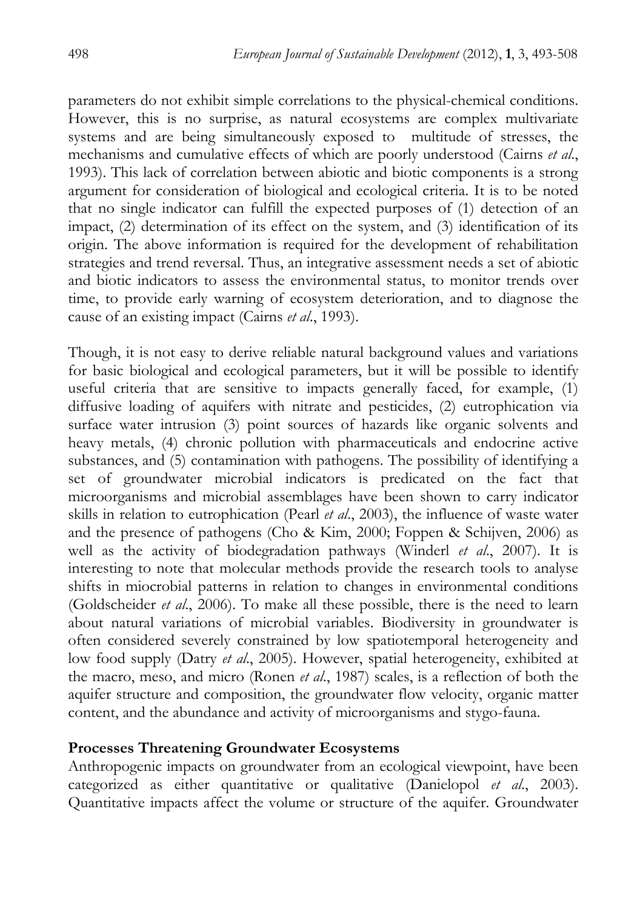parameters do not exhibit simple correlations to the physical-chemical conditions. However, this is no surprise, as natural ecosystems are complex multivariate systems and are being simultaneously exposed to multitude of stresses, the mechanisms and cumulative effects of which are poorly understood (Cairns *et al*., 1993). This lack of correlation between abiotic and biotic components is a strong argument for consideration of biological and ecological criteria. It is to be noted that no single indicator can fulfill the expected purposes of (1) detection of an impact, (2) determination of its effect on the system, and (3) identification of its origin. The above information is required for the development of rehabilitation strategies and trend reversal. Thus, an integrative assessment needs a set of abiotic and biotic indicators to assess the environmental status, to monitor trends over time, to provide early warning of ecosystem deterioration, and to diagnose the cause of an existing impact (Cairns *et al*., 1993).

Though, it is not easy to derive reliable natural background values and variations for basic biological and ecological parameters, but it will be possible to identify useful criteria that are sensitive to impacts generally faced, for example, (1) diffusive loading of aquifers with nitrate and pesticides, (2) eutrophication via surface water intrusion (3) point sources of hazards like organic solvents and heavy metals, (4) chronic pollution with pharmaceuticals and endocrine active substances, and (5) contamination with pathogens. The possibility of identifying a set of groundwater microbial indicators is predicated on the fact that microorganisms and microbial assemblages have been shown to carry indicator skills in relation to eutrophication (Pearl *et al*., 2003), the influence of waste water and the presence of pathogens (Cho & Kim, 2000; Foppen & Schijven, 2006) as well as the activity of biodegradation pathways (Winderl *et al*., 2007). It is interesting to note that molecular methods provide the research tools to analyse shifts in miocrobial patterns in relation to changes in environmental conditions (Goldscheider *et al*., 2006). To make all these possible, there is the need to learn about natural variations of microbial variables. Biodiversity in groundwater is often considered severely constrained by low spatiotemporal heterogeneity and low food supply (Datry *et al*., 2005). However, spatial heterogeneity, exhibited at the macro, meso, and micro (Ronen *et al*., 1987) scales, is a reflection of both the aquifer structure and composition, the groundwater flow velocity, organic matter content, and the abundance and activity of microorganisms and stygo-fauna.

**Processes Threatening Groundwater Ecosystems**

Anthropogenic impacts on groundwater from an ecological viewpoint, have been categorized as either quantitative or qualitative (Danielopol *et al*., 2003). Quantitative impacts affect the volume or structure of the aquifer. Groundwater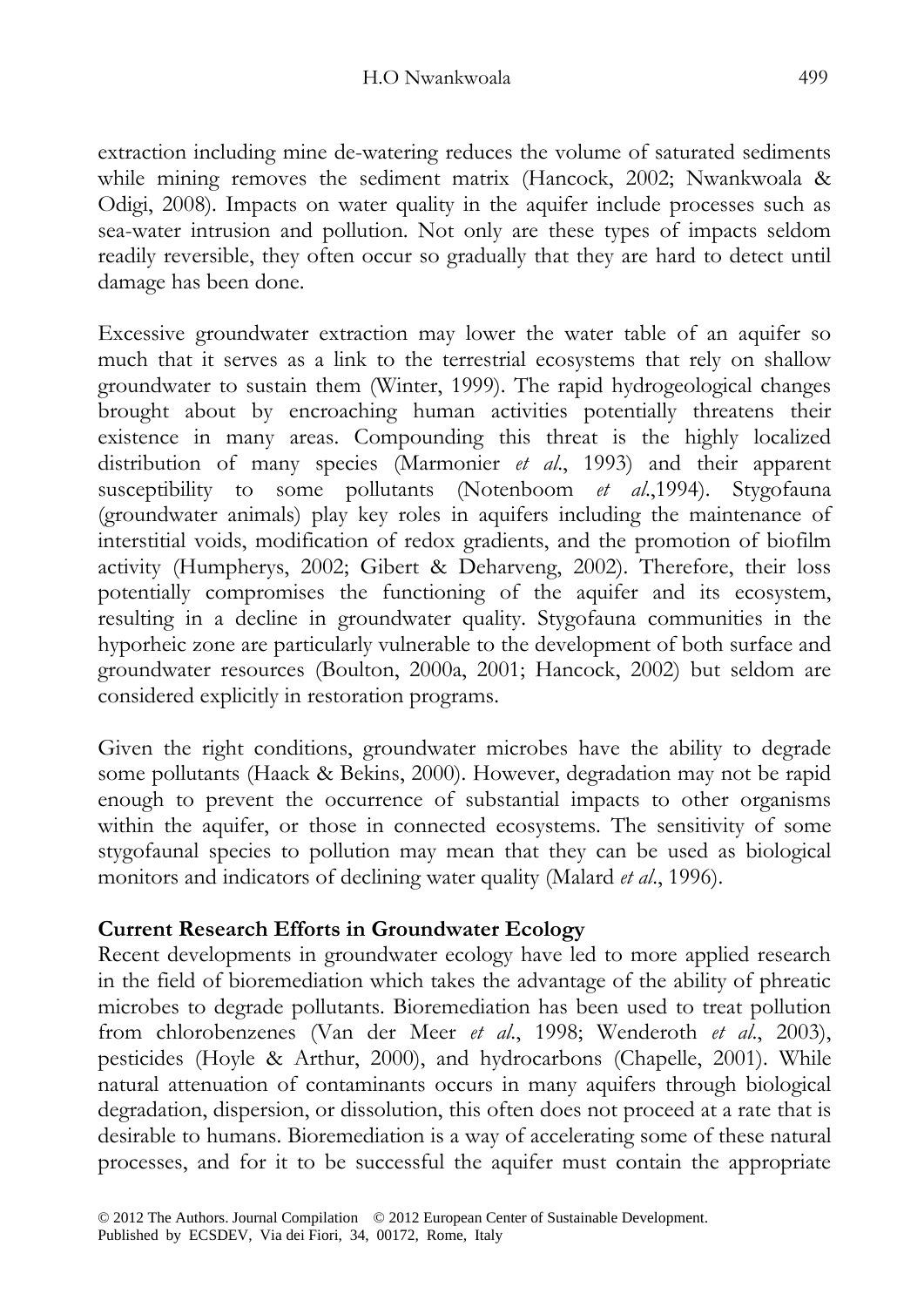extraction including mine de-watering reduces the volume of saturated sediments while mining removes the sediment matrix (Hancock, 2002; Nwankwoala & Odigi, 2008). Impacts on water quality in the aquifer include processes such as sea-water intrusion and pollution. Not only are these types of impacts seldom readily reversible, they often occur so gradually that they are hard to detect until damage has been done.

Excessive groundwater extraction may lower the water table of an aquifer so much that it serves as a link to the terrestrial ecosystems that rely on shallow groundwater to sustain them (Winter, 1999). The rapid hydrogeological changes brought about by encroaching human activities potentially threatens their existence in many areas. Compounding this threat is the highly localized distribution of many species (Marmonier *et al*., 1993) and their apparent susceptibility to some pollutants (Notenboom *et al*.,1994). Stygofauna (groundwater animals) play key roles in aquifers including the maintenance of interstitial voids, modification of redox gradients, and the promotion of biofilm activity (Humpherys, 2002; Gibert & Deharveng, 2002). Therefore, their loss potentially compromises the functioning of the aquifer and its ecosystem, resulting in a decline in groundwater quality. Stygofauna communities in the hyporheic zone are particularly vulnerable to the development of both surface and groundwater resources (Boulton, 2000a, 2001; Hancock, 2002) but seldom are considered explicitly in restoration programs.

Given the right conditions, groundwater microbes have the ability to degrade some pollutants (Haack & Bekins, 2000). However, degradation may not be rapid enough to prevent the occurrence of substantial impacts to other organisms within the aquifer, or those in connected ecosystems. The sensitivity of some stygofaunal species to pollution may mean that they can be used as biological monitors and indicators of declining water quality (Malard *et al*., 1996).

**Current Research Efforts in Groundwater Ecology**

Recent developments in groundwater ecology have led to more applied research in the field of bioremediation which takes the advantage of the ability of phreatic microbes to degrade pollutants. Bioremediation has been used to treat pollution from chlorobenzenes (Van der Meer *et al*., 1998; Wenderoth *et al*., 2003), pesticides (Hoyle & Arthur, 2000), and hydrocarbons (Chapelle, 2001). While natural attenuation of contaminants occurs in many aquifers through biological degradation, dispersion, or dissolution, this often does not proceed at a rate that is desirable to humans. Bioremediation is a way of accelerating some of these natural processes, and for it to be successful the aquifer must contain the appropriate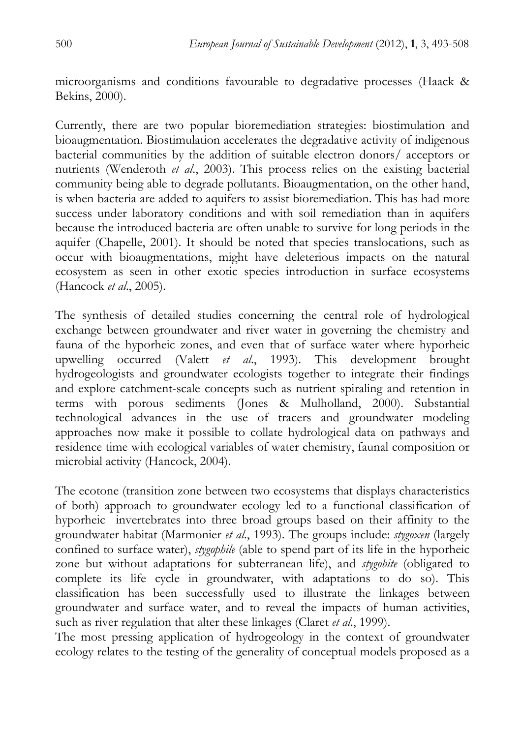microorganisms and conditions favourable to degradative processes (Haack & Bekins, 2000).

Currently, there are two popular bioremediation strategies: biostimulation and bioaugmentation. Biostimulation accelerates the degradative activity of indigenous bacterial communities by the addition of suitable electron donors/ acceptors or nutrients (Wenderoth *et al*., 2003). This process relies on the existing bacterial community being able to degrade pollutants. Bioaugmentation, on the other hand, is when bacteria are added to aquifers to assist bioremediation. This has had more success under laboratory conditions and with soil remediation than in aquifers because the introduced bacteria are often unable to survive for long periods in the aquifer (Chapelle, 2001). It should be noted that species translocations, such as occur with bioaugmentations, might have deleterious impacts on the natural ecosystem as seen in other exotic species introduction in surface ecosystems (Hancock *et al*., 2005).

The synthesis of detailed studies concerning the central role of hydrological exchange between groundwater and river water in governing the chemistry and fauna of the hyporheic zones, and even that of surface water where hyporheic upwelling occurred (Valett *et al*., 1993). This development brought hydrogeologists and groundwater ecologists together to integrate their findings and explore catchment-scale concepts such as nutrient spiraling and retention in terms with porous sediments (Jones & Mulholland, 2000). Substantial technological advances in the use of tracers and groundwater modeling approaches now make it possible to collate hydrological data on pathways and residence time with ecological variables of water chemistry, faunal composition or microbial activity (Hancock, 2004).

The ecotone (transition zone between two ecosystems that displays characteristics of both) approach to groundwater ecology led to a functional classification of hyporheic invertebrates into three broad groups based on their affinity to the groundwater habitat (Marmonier *et al*., 1993). The groups include: *stygoxen* (largely confined to surface water), *stygophile* (able to spend part of its life in the hyporheic zone but without adaptations for subterranean life), and *stygobite* (obligated to complete its life cycle in groundwater, with adaptations to do so). This classification has been successfully used to illustrate the linkages between groundwater and surface water, and to reveal the impacts of human activities, such as river regulation that alter these linkages (Claret *et al*., 1999).

The most pressing application of hydrogeology in the context of groundwater ecology relates to the testing of the generality of conceptual models proposed as a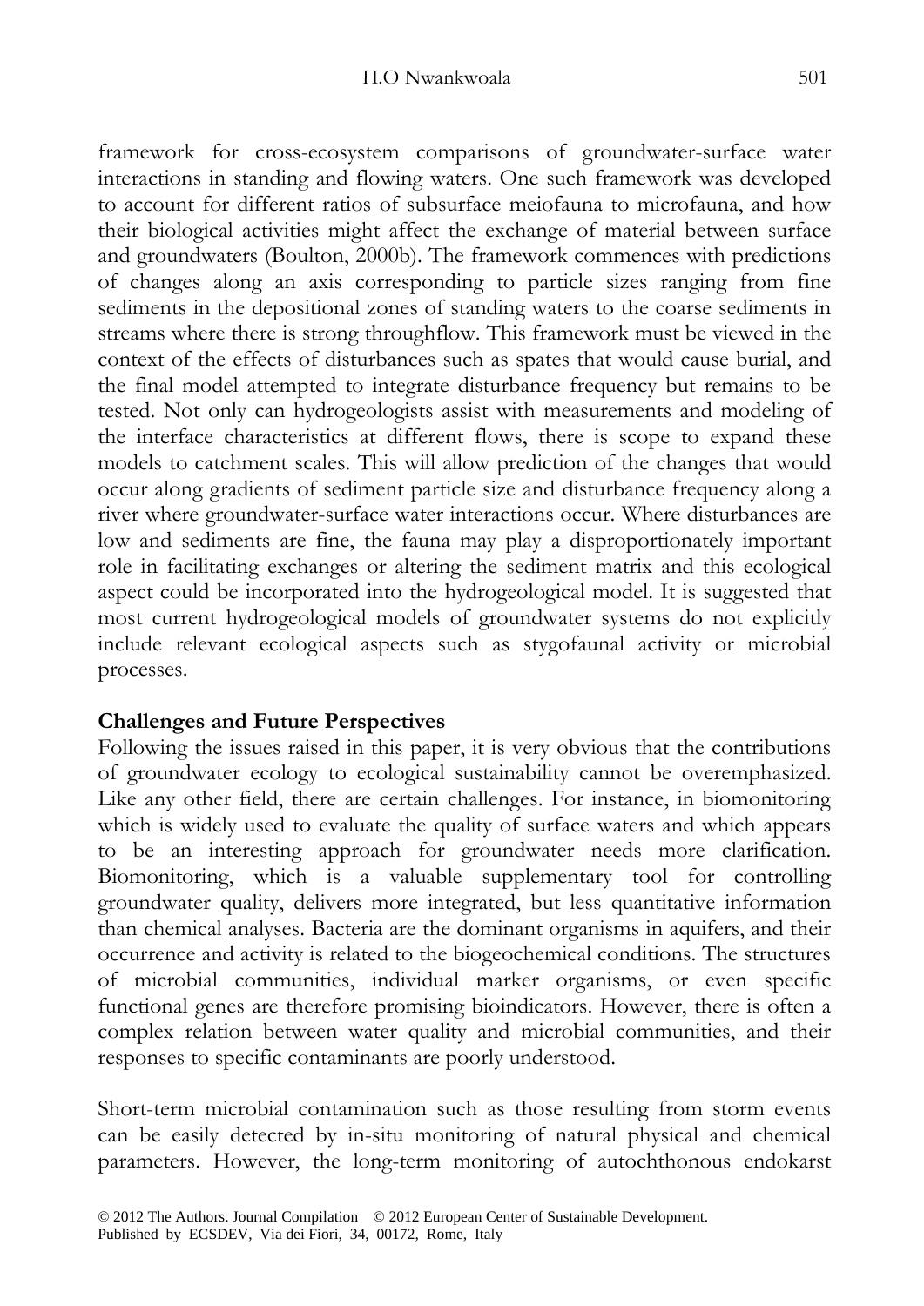framework for cross-ecosystem comparisons of groundwater-surface water interactions in standing and flowing waters. One such framework was developed to account for different ratios of subsurface meiofauna to microfauna, and how their biological activities might affect the exchange of material between surface and groundwaters (Boulton, 2000b). The framework commences with predictions of changes along an axis corresponding to particle sizes ranging from fine sediments in the depositional zones of standing waters to the coarse sediments in streams where there is strong throughflow. This framework must be viewed in the context of the effects of disturbances such as spates that would cause burial, and the final model attempted to integrate disturbance frequency but remains to be tested. Not only can hydrogeologists assist with measurements and modeling of the interface characteristics at different flows, there is scope to expand these models to catchment scales. This will allow prediction of the changes that would occur along gradients of sediment particle size and disturbance frequency along a river where groundwater-surface water interactions occur. Where disturbances are low and sediments are fine, the fauna may play a disproportionately important role in facilitating exchanges or altering the sediment matrix and this ecological aspect could be incorporated into the hydrogeological model. It is suggested that most current hydrogeological models of groundwater systems do not explicitly include relevant ecological aspects such as stygofaunal activity or microbial processes.

## Challenges and Future Perspectives

Following the issues raised in this paper, it is very obvious that the contributions of groundwater ecology to ecological sustainability cannot be overemphasized. Like any other field, there are certain challenges. For instance, in biomonitoring which is widely used to evaluate the quality of surface waters and which appears to be an interesting approach for groundwater needs more clarification. Biomonitoring, which is a valuable supplementary tool for controlling groundwater quality, delivers more integrated, but less quantitative information than chemical analyses. Bacteria are the dominant organisms in aquifers, and their occurrence and activity is related to the biogeochemical conditions. The structures of microbial communities, individual marker organisms, or even specific functional genes are therefore promising bioindicators. However, there is often a complex relation between water quality and microbial communities, and their responses to specific contaminants are poorly understood.

Short-term microbial contamination such as those resulting from storm events can be easily detected by in-situ monitoring of natural physical and chemical parameters. However, the long-term monitoring of autochthonous endokarst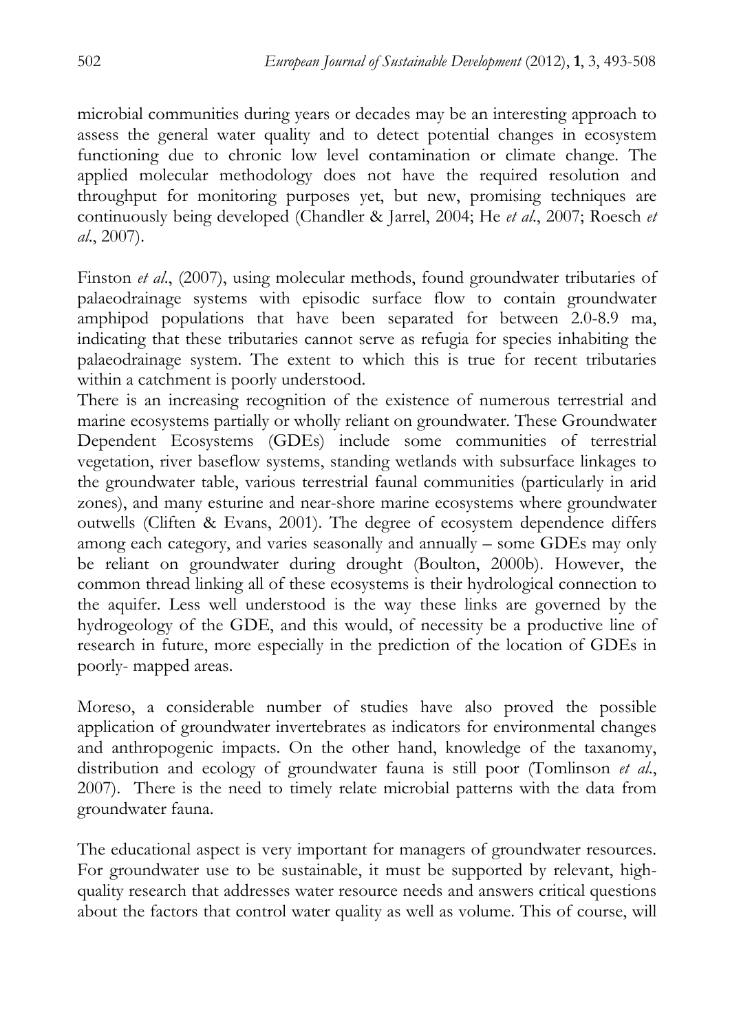microbial communities during years or decades may be an interesting approach to assess the general water quality and to detect potential changes in ecosystem functioning due to chronic low level contamination or climate change. The applied molecular methodology does not have the required resolution and throughput for monitoring purposes yet, but new, promising techniques are continuously being developed (Chandler & Jarrel, 2004; He *et al*., 2007; Roesch *et al*., 2007).

Finston *et al*., (2007), using molecular methods, found groundwater tributaries of palaeodrainage systems with episodic surface flow to contain groundwater amphipod populations that have been separated for between 2.0-8.9 ma, indicating that these tributaries cannot serve as refugia for species inhabiting the palaeodrainage system. The extent to which this is true for recent tributaries within a catchment is poorly understood.

There is an increasing recognition of the existence of numerous terrestrial and marine ecosystems partially or wholly reliant on groundwater. These Groundwater Dependent Ecosystems (GDEs) include some communities of terrestrial vegetation, river baseflow systems, standing wetlands with subsurface linkages to the groundwater table, various terrestrial faunal communities (particularly in arid zones), and many esturine and near-shore marine ecosystems where groundwater outwells (Cliften & Evans, 2001). The degree of ecosystem dependence differs among each category, and varies seasonally and annually – some GDEs may only be reliant on groundwater during drought (Boulton, 2000b). However, the common thread linking all of these ecosystems is their hydrological connection to the aquifer. Less well understood is the way these links are governed by the hydrogeology of the GDE, and this would, of necessity be a productive line of research in future, more especially in the prediction of the location of GDEs in poorly- mapped areas.

Moreso, a considerable number of studies have also proved the possible application of groundwater invertebrates as indicators for environmental changes and anthropogenic impacts. On the other hand, knowledge of the taxanomy, distribution and ecology of groundwater fauna is still poor (Tomlinson *et al*., 2007). There is the need to timely relate microbial patterns with the data from groundwater fauna.

The educational aspect is very important for managers of groundwater resources. For groundwater use to be sustainable, it must be supported by relevant, high-quality research that addresses water resource needs and answers critical questions about the factors that control water quality as well as volume. This of course, will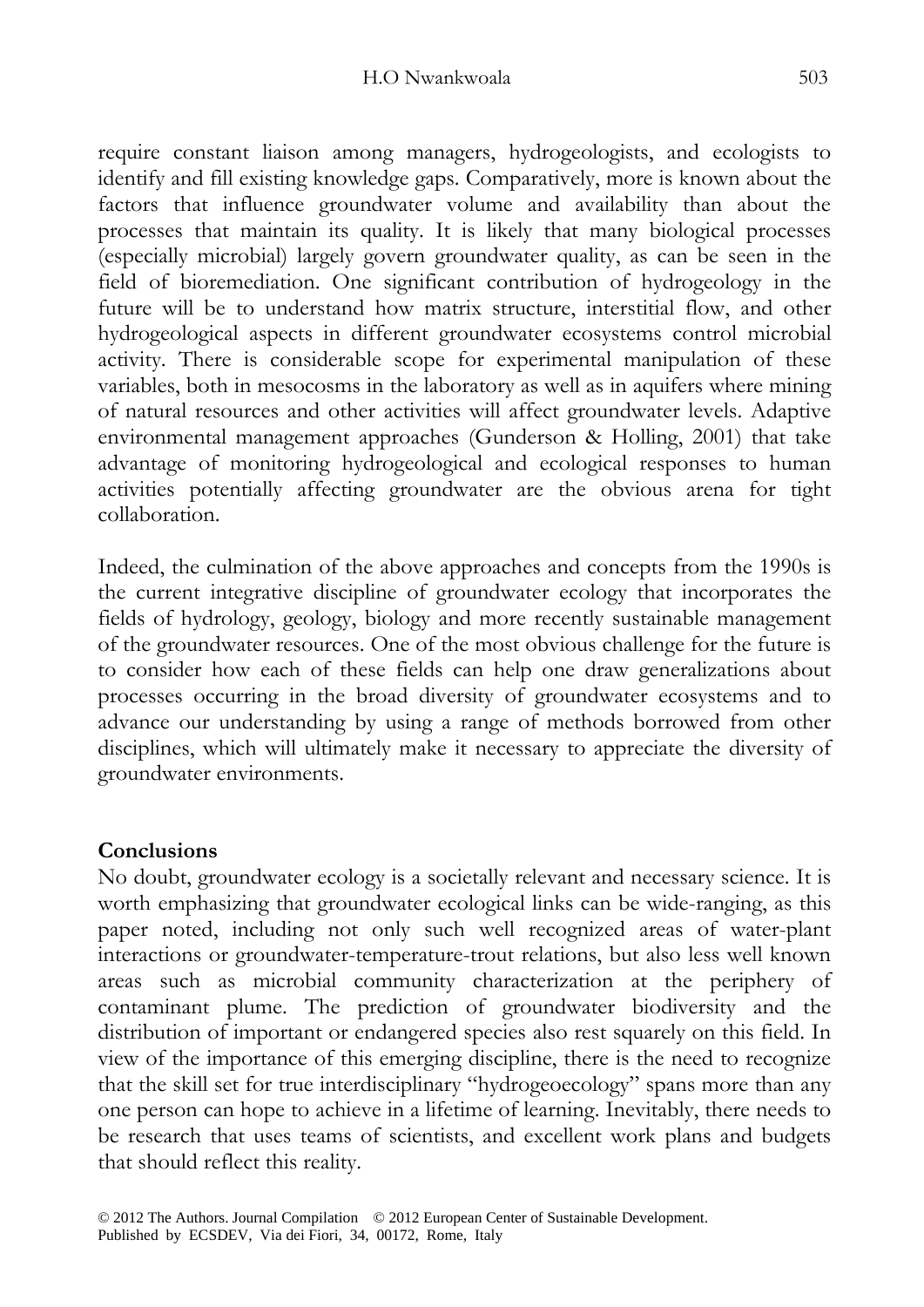require constant liaison among managers, hydrogeologists, and ecologists to identify and fill existing knowledge gaps. Comparatively, more is known about the factors that influence groundwater volume and availability than about the processes that maintain its quality. It is likely that many biological processes (especially microbial) largely govern groundwater quality, as can be seen in the field of bioremediation. One significant contribution of hydrogeology in the future will be to understand how matrix structure, interstitial flow, and other hydrogeological aspects in different groundwater ecosystems control microbial activity. There is considerable scope for experimental manipulation of these variables, both in mesocosms in the laboratory as well as in aquifers where mining of natural resources and other activities will affect groundwater levels. Adaptive environmental management approaches (Gunderson & Holling, 2001) that take advantage of monitoring hydrogeological and ecological responses to human activities potentially affecting groundwater are the obvious arena for tight collaboration.

Indeed, the culmination of the above approaches and concepts from the 1990s is the current integrative discipline of groundwater ecology that incorporates the fields of hydrology, geology, biology and more recently sustainable management of the groundwater resources. One of the most obvious challenge for the future is to consider how each of these fields can help one draw generalizations about processes occurring in the broad diversity of groundwater ecosystems and to advance our understanding by using a range of methods borrowed from other disciplines, which will ultimately make it necessary to appreciate the diversity of groundwater environments.

## Conclusions

No doubt, groundwater ecology is a societally relevant and necessary science. It is worth emphasizing that groundwater ecological links can be wide-ranging, as this paper noted, including not only such well recognized areas of water-plant interactions or groundwater-temperature-trout relations, but also less well known areas such as microbial community characterization at the periphery of contaminant plume. The prediction of groundwater biodiversity and the distribution of important or endangered species also rest squarely on this field. In view of the importance of this emerging discipline, there is the need to recognize that the skill set for true interdisciplinary "hydrogeoecology" spans more than any one person can hope to achieve in a lifetime of learning. Inevitably, there needs to be research that uses teams of scientists, and excellent work plans and budgets that should reflect this reality.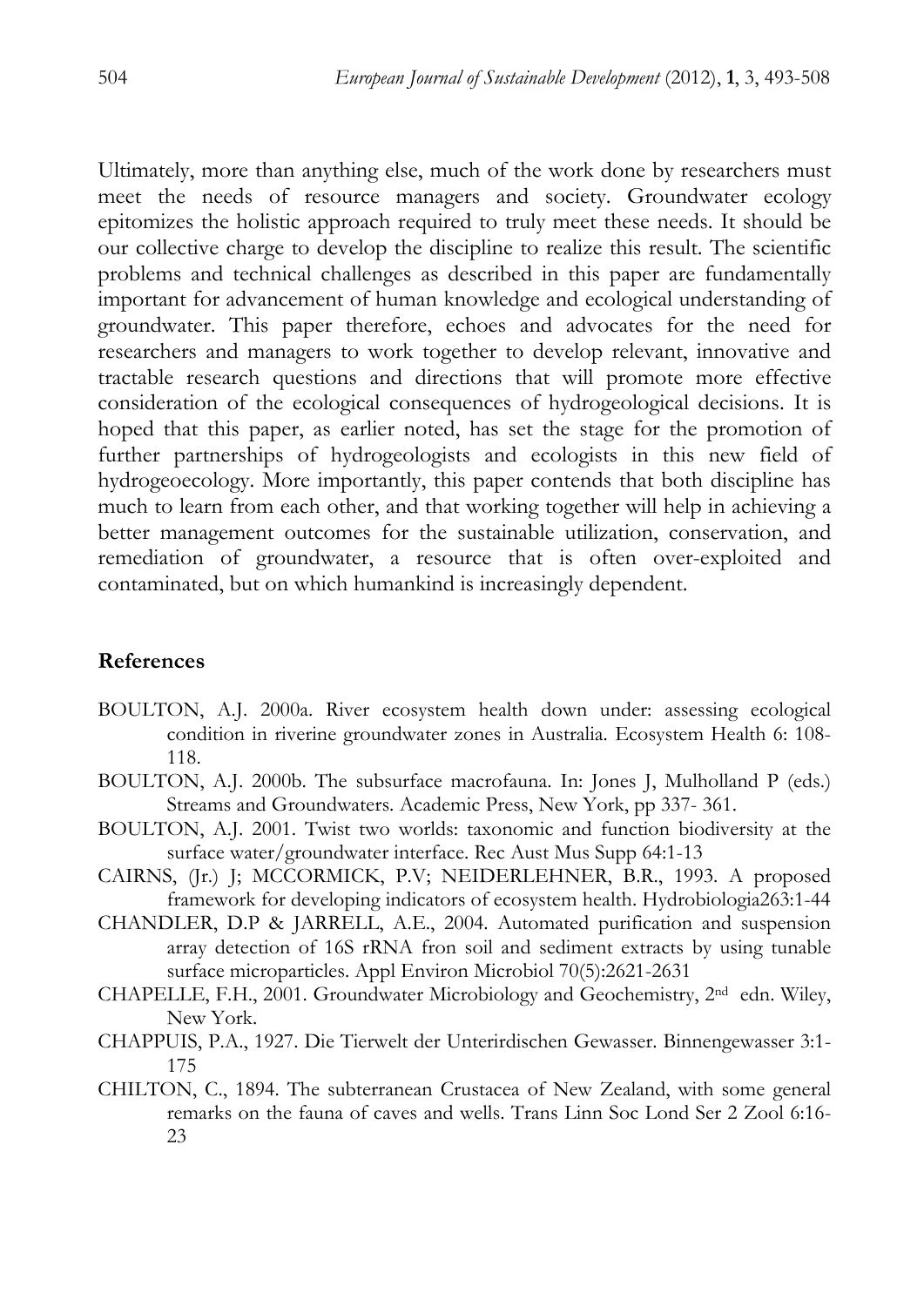Ultimately, more than anything else, much of the work done by researchers must meet the needs of resource managers and society. Groundwater ecology epitomizes the holistic approach required to truly meet these needs. It should be our collective charge to develop the discipline to realize this result. The scientific problems and technical challenges as described in this paper are fundamentally important for advancement of human knowledge and ecological understanding of groundwater. This paper therefore, echoes and advocates for the need for researchers and managers to work together to develop relevant, innovative and tractable research questions and directions that will promote more effective consideration of the ecological consequences of hydrogeological decisions. It is hoped that this paper, as earlier noted, has set the stage for the promotion of further partnerships of hydrogeologists and ecologists in this new field of hydrogeoecology. More importantly, this paper contends that both discipline has much to learn from each other, and that working together will help in achieving a better management outcomes for the sustainable utilization, conservation, and remediation of groundwater, a resource that is often over-exploited and contaminated, but on which humankind is increasingly dependent.

## References

BOULTON, A.J. 2000a. River ecosystem health down under: assessing ecological condition in riverine groundwater zones in Australia. Ecosystem Health 6: 108-118.

BOULTON, A.J. 2000b. The subsurface macrofauna. In: Jones J, Mulholland P (eds.) Streams and Groundwaters. Academic Press, New York, pp 337- 361.

BOULTON, A.J. 2001. Twist two worlds: taxonomic and function biodiversity at the surface water/groundwater interface. Rec Aust Mus Supp 64:1-13

CAIRNS, (Jr.) J; MCCORMICK, P.V; NEIDERLEHNER, B.R., 1993. A proposed framework for developing indicators of ecosystem health. Hydrobiologia263:1-44

CHANDLER, D.P & JARRELL, A.E., 2004. Automated purification and suspension array detection of 16S rRNA fron soil and sediment extracts by using tunable surface microparticles. Appl Environ Microbiol 70(5):2621-2631

CHAPELLE, F.H., 2001. Groundwater Microbiology and Geochemistry, 2nd edn. Wiley, New York.

CHAPPUIS, P.A., 1927. Die Tierwelt der Unterirdischen Gewasser. Binnengewasser 3:1-175

CHILTON, C., 1894. The subterranean Crustacea of New Zealand, with some general remarks on the fauna of caves and wells. Trans Linn Soc Lond Ser 2 Zool 6:16-23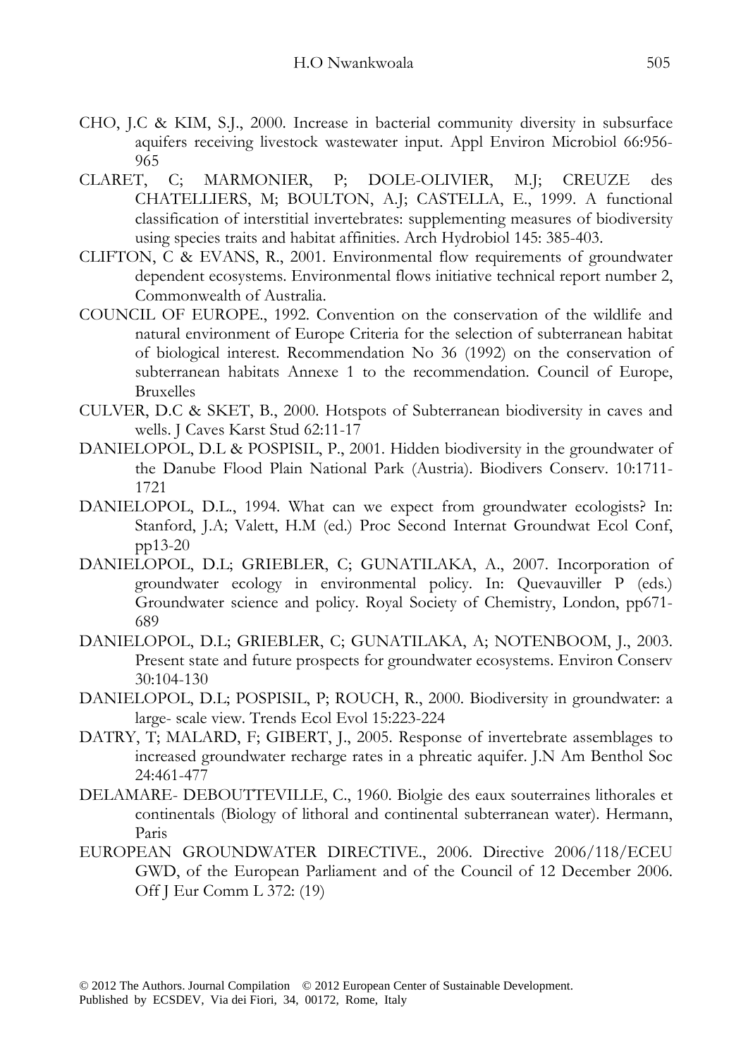CHO, J.C & KIM, S.J., 2000. Increase in bacterial community diversity in subsurface aquifers receiving livestock wastewater input. Appl Environ Microbiol 66:956-965

CLARET, C; MARMONIER, P; DOLE-OLIVIER, M.J; CREUZE des CHATELLIERS, M; BOULTON, A.J; CASTELLA, E., 1999. A functional classification of interstitial invertebrates: supplementing measures of biodiversity using species traits and habitat affinities. Arch Hydrobiol 145: 385-403.

CLIFTON, C & EVANS, R., 2001. Environmental flow requirements of groundwater dependent ecosystems. Environmental flows initiative technical report number 2, Commonwealth of Australia.

COUNCIL OF EUROPE., 1992. Convention on the conservation of the wildlife and natural environment of Europe Criteria for the selection of subterranean habitat of biological interest. Recommendation No 36 (1992) on the conservation of subterranean habitats Annexe 1 to the recommendation. Council of Europe, Bruxelles

CULVER, D.C & SKET, B., 2000. Hotspots of Subterranean biodiversity in caves and wells. J Caves Karst Stud 62:11-17

DANIELOPOL, D.L & POSPISIL, P., 2001. Hidden biodiversity in the groundwater of the Danube Flood Plain National Park (Austria). Biodivers Conserv. 10:1711-1721

DANIELOPOL, D.L., 1994. What can we expect from groundwater ecologists? In: Stanford, J.A; Valett, H.M (ed.) Proc Second Internat Groundwat Ecol Conf, pp13-20

DANIELOPOL, D.L; GRIEBLER, C; GUNATILAKA, A., 2007. Incorporation of groundwater ecology in environmental policy. In: Quevauviller P (eds.) Groundwater science and policy. Royal Society of Chemistry, London, pp671-689

DANIELOPOL, D.L; GRIEBLER, C; GUNATILAKA, A; NOTENBOOM, J., 2003. Present state and future prospects for groundwater ecosystems. Environ Conserv 30:104-130

DANIELOPOL, D.L; POSPISIL, P; ROUCH, R., 2000. Biodiversity in groundwater: a large- scale view. Trends Ecol Evol 15:223-224

DATRY, T; MALARD, F; GIBERT, J., 2005. Response of invertebrate assemblages to increased groundwater recharge rates in a phreatic aquifer. J.N Am Benthol Soc 24:461-477

DELAMARE- DEBOUTTEVILLE, C., 1960. Biolgie des eaux souterraines lithorales et continentals (Biology of lithoral and continental subterranean water). Hermann, Paris

EUROPEAN GROUNDWATER DIRECTIVE., 2006. Directive 2006/118/ECEU GWD, of the European Parliament and of the Council of 12 December 2006. Off J Eur Comm L 372: (19)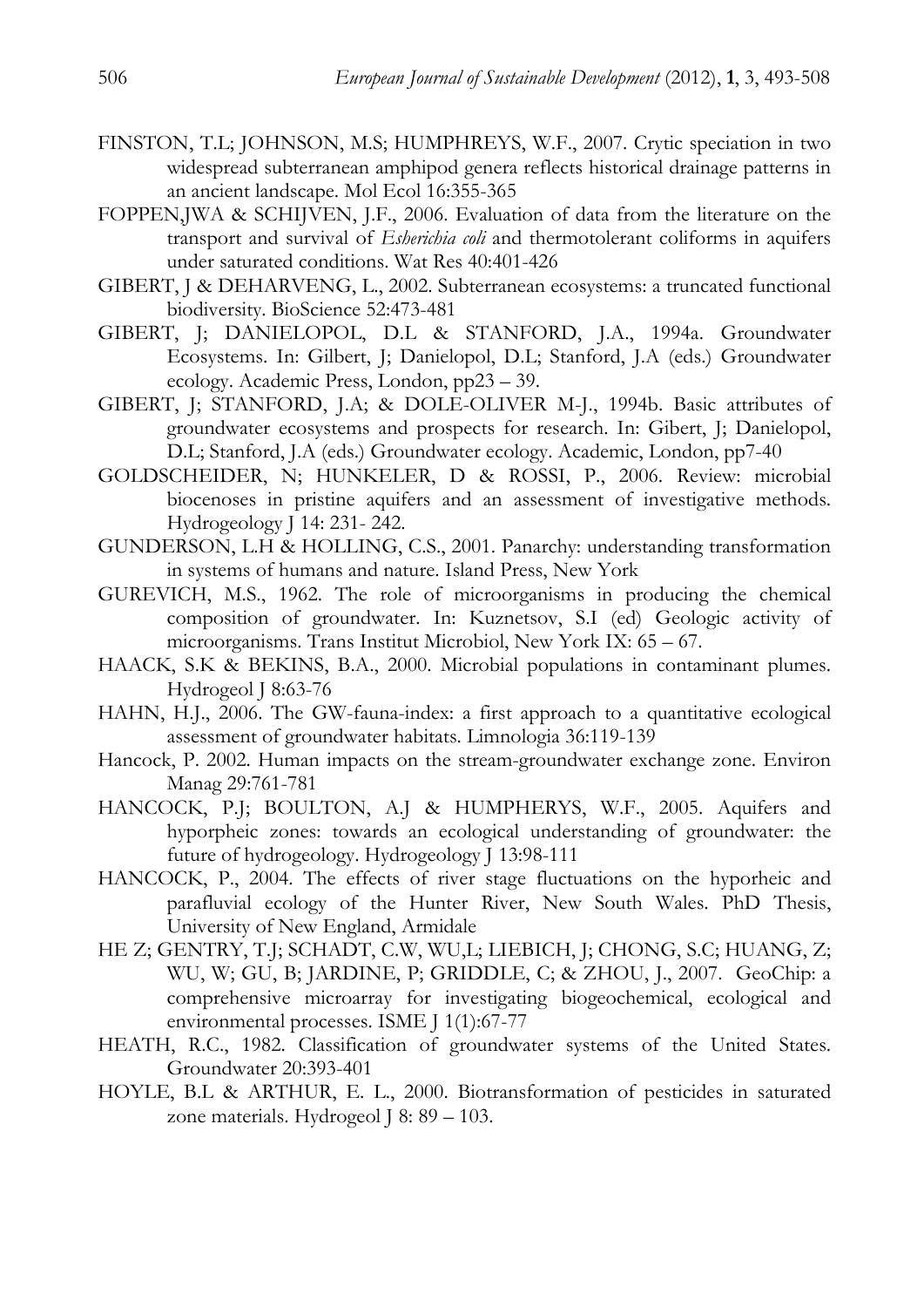FINSTON, T.L; JOHNSON, M.S; HUMPHREYS, W.F., 2007. Crytic speciation in two widespread subterranean amphipod genera reflects historical drainage patterns in an ancient landscape. Mol Ecol 16:355-365

FOPPEN,JWA & SCHIJVEN, J.F., 2006. Evaluation of data from the literature on the transport and survival of *Esherichia coli* and thermotolerant coliforms in aquifers under saturated conditions. Wat Res 40:401-426

GIBERT, J & DEHARVENG, L., 2002. Subterranean ecosystems: a truncated functional biodiversity. BioScience 52:473-481

GIBERT, J; DANIELOPOL, D.L & STANFORD, J.A., 1994a. Groundwater Ecosystems. In: Gilbert, J; Danielopol, D.L; Stanford, J.A (eds.) Groundwater ecology. Academic Press, London, pp23 – 39.

GIBERT, J; STANFORD, J.A; & DOLE-OLIVER M-J., 1994b. Basic attributes of groundwater ecosystems and prospects for research. In: Gibert, J; Danielopol, D.L; Stanford, J.A (eds.) Groundwater ecology. Academic, London, pp7-40

GOLDSCHEIDER, N; HUNKELER, D & ROSSI, P., 2006. Review: microbial biocenoses in pristine aquifers and an assessment of investigative methods. Hydrogeology J 14: 231- 242.

GUNDERSON, L.H & HOLLING, C.S., 2001. Panarchy: understanding transformation in systems of humans and nature. Island Press, New York

GUREVICH, M.S., 1962. The role of microorganisms in producing the chemical composition of groundwater. In: Kuznetsov, S.I (ed) Geologic activity of microorganisms. Trans Institut Microbiol, New York IX: 65 – 67.

HAACK, S.K & BEKINS, B.A., 2000. Microbial populations in contaminant plumes. Hydrogeol J 8:63-76

HAHN, H.J., 2006. The GW-fauna-index: a first approach to a quantitative ecological assessment of groundwater habitats. Limnologia 36:119-139

Hancock, P. 2002. Human impacts on the stream-groundwater exchange zone. Environ Manag 29:761-781

HANCOCK, P.J; BOULTON, A.J & HUMPHERYS, W.F., 2005. Aquifers and hyporpheic zones: towards an ecological understanding of groundwater: the future of hydrogeology. Hydrogeology J 13:98-111

HANCOCK, P., 2004. The effects of river stage fluctuations on the hyporheic and parafluvial ecology of the Hunter River, New South Wales. PhD Thesis, University of New England, Armidale

HE Z; GENTRY, T.J; SCHADT, C.W, WU,L; LIEBICH, J; CHONG, S.C; HUANG, Z; WU, W; GU, B; JARDINE, P; GRIDDLE, C; & ZHOU, J., 2007. GeoChip: a comprehensive microarray for investigating biogeochemical, ecological and environmental processes. ISME J 1(1):67-77

HEATH, R.C., 1982. Classification of groundwater systems of the United States. Groundwater 20:393-401

HOYLE, B.L & ARTHUR, E. L., 2000. Biotransformation of pesticides in saturated zone materials. Hydrogeol J 8: 89 – 103.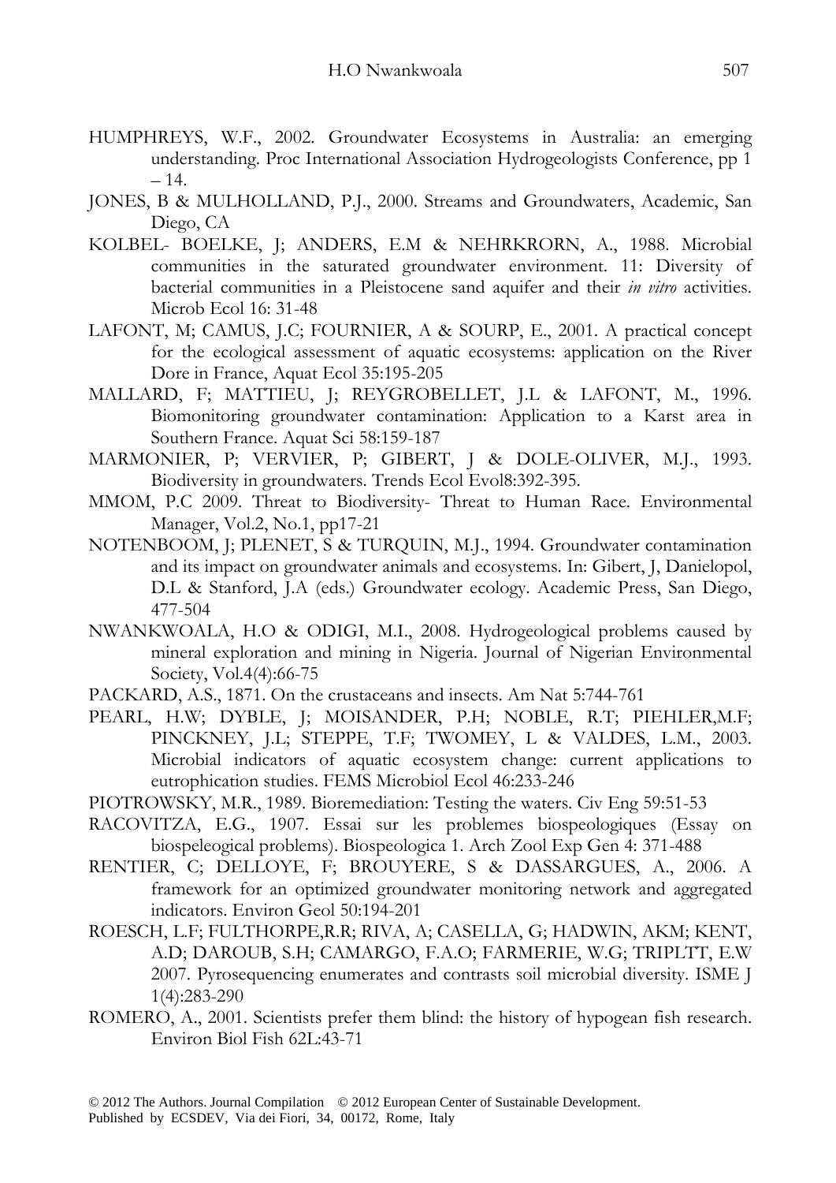HUMPHREYS, W.F., 2002. Groundwater Ecosystems in Australia: an emerging understanding. Proc International Association Hydrogeologists Conference, pp 1 – 14.

JONES, B & MULHOLLAND, P.J., 2000. Streams and Groundwaters, Academic, San Diego, CA

KOLBEL- BOELKE, J; ANDERS, E.M & NEHRKRORN, A., 1988. Microbial communities in the saturated groundwater environment. 11: Diversity of bacterial communities in a Pleistocene sand aquifer and their *in vitro* activities. Microb Ecol 16: 31-48

LAFONT, M; CAMUS, J.C; FOURNIER, A & SOURP, E., 2001. A practical concept for the ecological assessment of aquatic ecosystems: application on the River Dore in France, Aquat Ecol 35:195-205

MALLARD, F; MATTIEU, J; REYGROBELLET, J.L & LAFONT, M., 1996. Biomonitoring groundwater contamination: Application to a Karst area in Southern France. Aquat Sci 58:159-187

MARMONIER, P; VERVIER, P; GIBERT, J & DOLE-OLIVER, M.J., 1993. Biodiversity in groundwaters. Trends Ecol Evol8:392-395.

MMOM, P.C 2009. Threat to Biodiversity- Threat to Human Race. Environmental Manager, Vol.2, No.1, pp17-21

NOTENBOOM, J; PLENET, S & TURQUIN, M.J., 1994. Groundwater contamination and its impact on groundwater animals and ecosystems. In: Gibert, J, Danielopol, D.L & Stanford, J.A (eds.) Groundwater ecology. Academic Press, San Diego, 477-504

NWANKWOALA, H.O & ODIGI, M.I., 2008. Hydrogeological problems caused by mineral exploration and mining in Nigeria. Journal of Nigerian Environmental Society, Vol.4(4):66-75

PACKARD, A.S., 1871. On the crustaceans and insects. Am Nat 5:744-761

PEARL, H.W; DYBLE, J; MOISANDER, P.H; NOBLE, R.T; PIEHLER,M.F; PINCKNEY, J.L; STEPPE, T.F; TWOMEY, L & VALDES, L.M., 2003. Microbial indicators of aquatic ecosystem change: current applications to eutrophication studies. FEMS Microbiol Ecol 46:233-246

PIOTROWSKY, M.R., 1989. Bioremediation: Testing the waters. Civ Eng 59:51-53

RACOVITZA, E.G., 1907. Essai sur les problemes biospeologiques (Essay on biospeleogical problems). Biospeologica 1. Arch Zool Exp Gen 4: 371-488

RENTIER, C; DELLOYE, F; BROUYERE, S & DASSARGUES, A., 2006. A framework for an optimized groundwater monitoring network and aggregated indicators. Environ Geol 50:194-201

ROESCH, L.F; FULTHORPE,R.R; RIVA, A; CASELLA, G; HADWIN, AKM; KENT, A.D; DAROUB, S.H; CAMARGO, F.A.O; FARMERIE, W.G; TRIPLTT, E.W 2007. Pyrosequencing enumerates and contrasts soil microbial diversity. ISME J 1(4):283-290

ROMERO, A., 2001. Scientists prefer them blind: the history of hypogean fish research. Environ Biol Fish 62L:43-71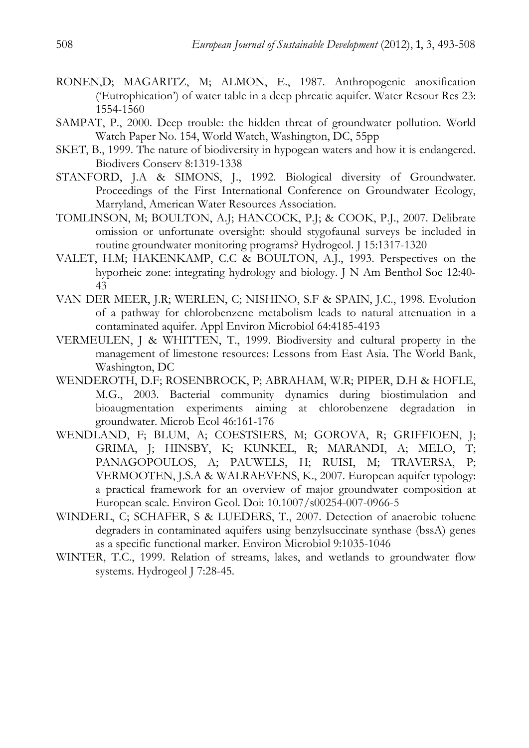RONEN,D; MAGARITZ, M; ALMON, E., 1987. Anthropogenic anoxification ('Eutrophication') of water table in a deep phreatic aquifer. Water Resour Res 23: 1554-1560

SAMPAT, P., 2000. Deep trouble: the hidden threat of groundwater pollution. World Watch Paper No. 154, World Watch, Washington, DC, 55pp

SKET, B., 1999. The nature of biodiversity in hypogean waters and how it is endangered. Biodivers Conserv 8:1319-1338

STANFORD, J.A & SIMONS, J., 1992. Biological diversity of Groundwater. Proceedings of the First International Conference on Groundwater Ecology, Marryland, American Water Resources Association.

TOMLINSON, M; BOULTON, A.J; HANCOCK, P.J; & COOK, P.J., 2007. Delibrate omission or unfortunate oversight: should stygofaunal surveys be included in routine groundwater monitoring programs? Hydrogeol. J 15:1317-1320

VALET, H.M; HAKENKAMP, C.C & BOULTON, A.J., 1993. Perspectives on the hyporheic zone: integrating hydrology and biology. J N Am Benthol Soc 12:40-43

VAN DER MEER, J.R; WERLEN, C; NISHINO, S.F & SPAIN, J.C., 1998. Evolution of a pathway for chlorobenzene metabolism leads to natural attenuation in a contaminated aquifer. Appl Environ Microbiol 64:4185-4193

VERMEULEN, J & WHITTEN, T., 1999. Biodiversity and cultural property in the management of limestone resources: Lessons from East Asia. The World Bank, Washington, DC

WENDEROTH, D.F; ROSENBROCK, P; ABRAHAM, W.R; PIPER, D.H & HOFLE, M.G., 2003. Bacterial community dynamics during biostimulation and bioaugmentation experiments aiming at chlorobenzene degradation in groundwater. Microb Ecol 46:161-176

WENDLAND, F; BLUM, A; COESTSIERS, M; GOROVA, R; GRIFFIOEN, J; GRIMA, J; HINSBY, K; KUNKEL, R; MARANDI, A; MELO, T; PANAGOPOULOS, A; PAUWELS, H; RUISI, M; TRAVERSA, P; VERMOOTEN, J.S.A & WALRAEVENS, K., 2007. European aquifer typology: a practical framework for an overview of major groundwater composition at European scale. Environ Geol. Doi: 10.1007/s00254-007-0966-5

WINDERL, C; SCHAFER, S & LUEDERS, T., 2007. Detection of anaerobic toluene degraders in contaminated aquifers using benzylsuccinate synthase (bssA) genes as a specific functional marker. Environ Microbiol 9:1035-1046

WINTER, T.C., 1999. Relation of streams, lakes, and wetlands to groundwater flow systems. Hydrogeol J 7:28-45.